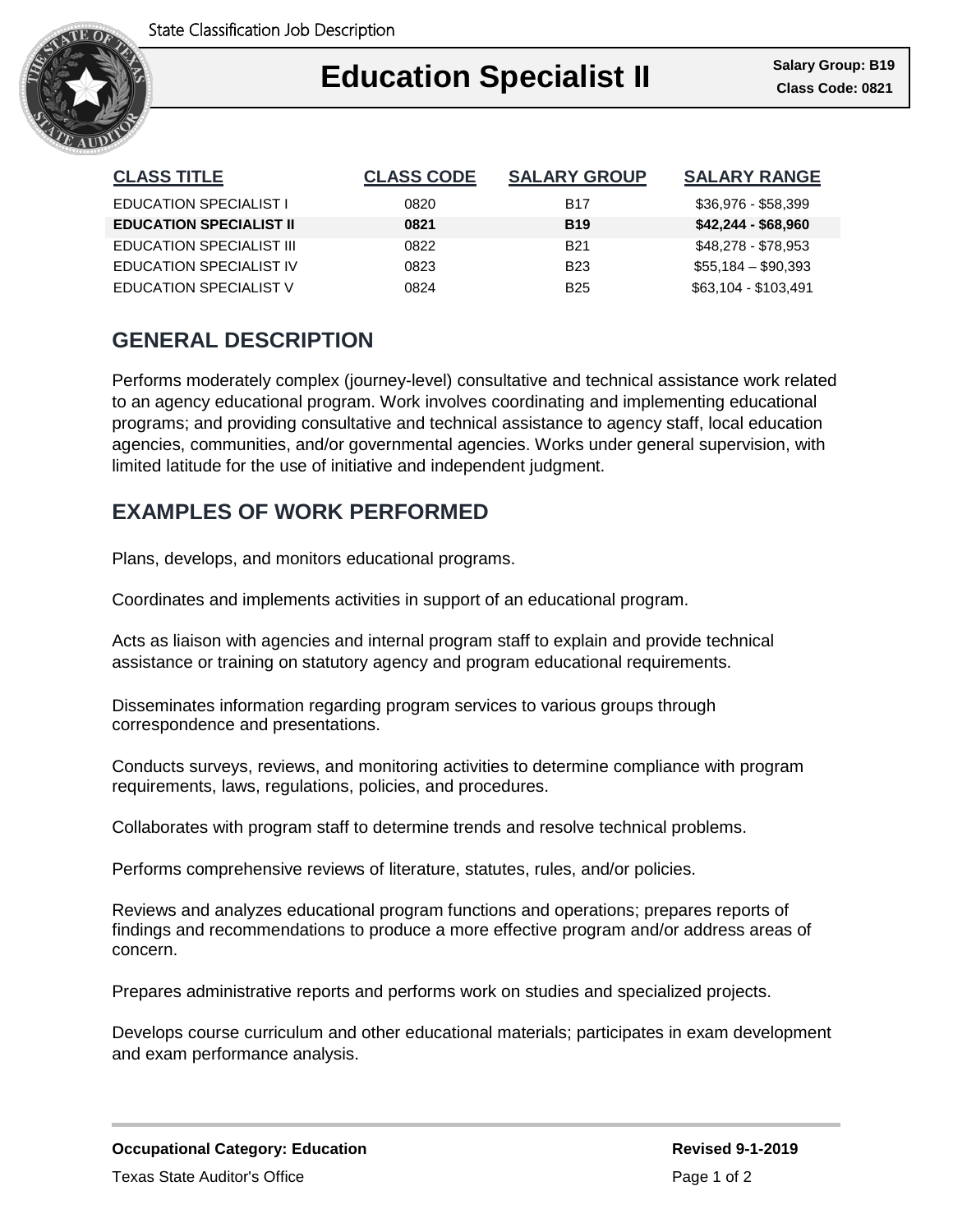State Classification Job Description

# Education Specialist II

**Salary Group: B19**
**Class Code: 0821**

| CLASS TITLE | CLASS CODE | SALARY GROUP | SALARY RANGE |
|---|---|---|---|
| EDUCATION SPECIALIST I | 0820 | B17 | $36,976 - $58,399 |
| **EDUCATION SPECIALIST II** | **0821** | **B19** | **$42,244 - $68,960** |
| EDUCATION SPECIALIST III | 0822 | B21 | $48,278 - $78,953 |
| EDUCATION SPECIALIST IV | 0823 | B23 | $55,184 – $90,393 |
| EDUCATION SPECIALIST V | 0824 | B25 | $63,104 - $103,491 |

## GENERAL DESCRIPTION

Performs moderately complex (journey-level) consultative and technical assistance work related to an agency educational program. Work involves coordinating and implementing educational programs; and providing consultative and technical assistance to agency staff, local education agencies, communities, and/or governmental agencies. Works under general supervision, with limited latitude for the use of initiative and independent judgment.

## EXAMPLES OF WORK PERFORMED

Plans, develops, and monitors educational programs.

Coordinates and implements activities in support of an educational program.

Acts as liaison with agencies and internal program staff to explain and provide technical assistance or training on statutory agency and program educational requirements.

Disseminates information regarding program services to various groups through correspondence and presentations.

Conducts surveys, reviews, and monitoring activities to determine compliance with program requirements, laws, regulations, policies, and procedures.

Collaborates with program staff to determine trends and resolve technical problems.

Performs comprehensive reviews of literature, statutes, rules, and/or policies.

Reviews and analyzes educational program functions and operations; prepares reports of findings and recommendations to produce a more effective program and/or address areas of concern.

Prepares administrative reports and performs work on studies and specialized projects.

Develops course curriculum and other educational materials; participates in exam development and exam performance analysis.

**Occupational Category: Education**

**Revised 9-1-2019**

Texas State Auditor's Office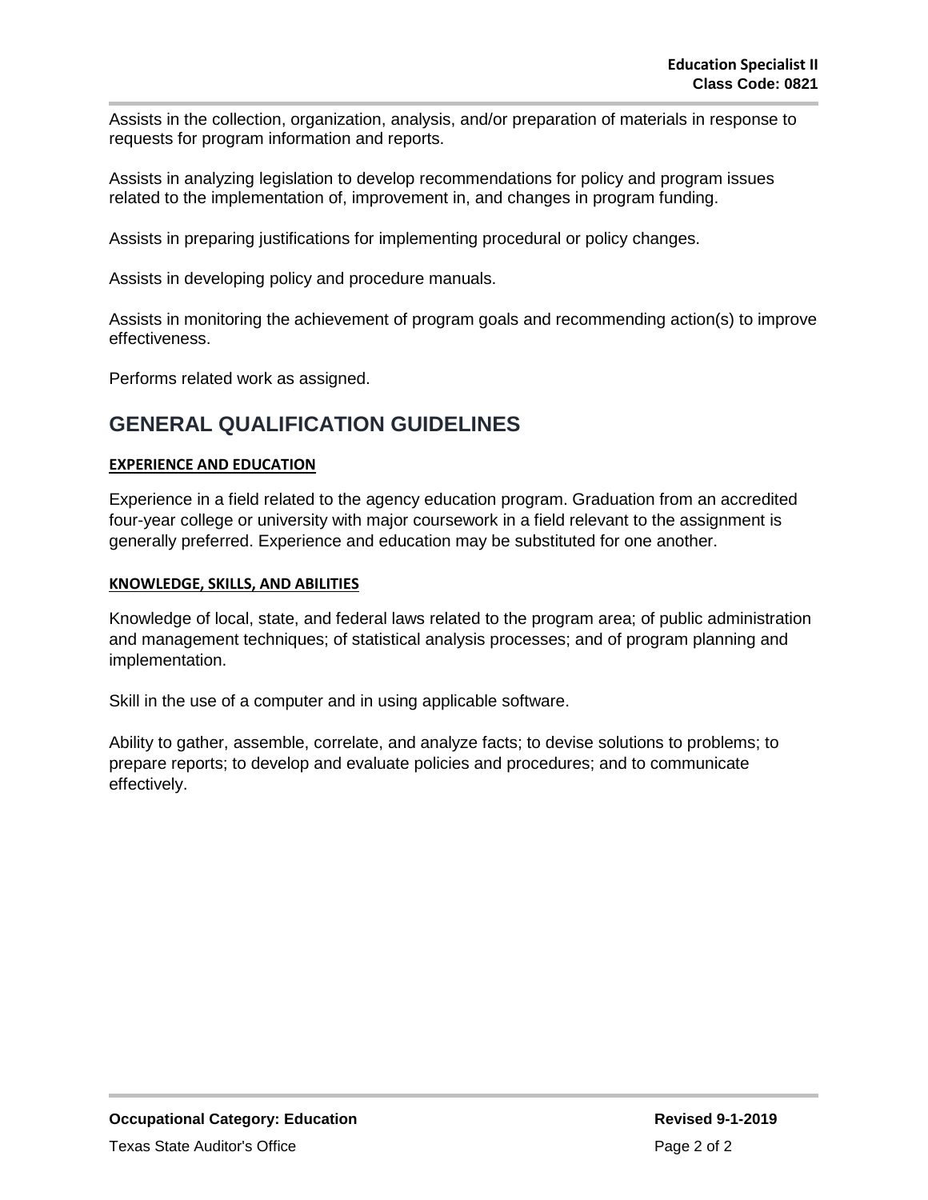Assists in the collection, organization, analysis, and/or preparation of materials in response to requests for program information and reports.

Assists in analyzing legislation to develop recommendations for policy and program issues related to the implementation of, improvement in, and changes in program funding.

Assists in preparing justifications for implementing procedural or policy changes.

Assists in developing policy and procedure manuals.

Assists in monitoring the achievement of program goals and recommending action(s) to improve effectiveness.

Performs related work as assigned.

## GENERAL QUALIFICATION GUIDELINES

### EXPERIENCE AND EDUCATION

Experience in a field related to the agency education program. Graduation from an accredited four-year college or university with major coursework in a field relevant to the assignment is generally preferred. Experience and education may be substituted for one another.

### KNOWLEDGE, SKILLS, AND ABILITIES

Knowledge of local, state, and federal laws related to the program area; of public administration and management techniques; of statistical analysis processes; and of program planning and implementation.

Skill in the use of a computer and in using applicable software.

Ability to gather, assemble, correlate, and analyze facts; to devise solutions to problems; to prepare reports; to develop and evaluate policies and procedures; and to communicate effectively.